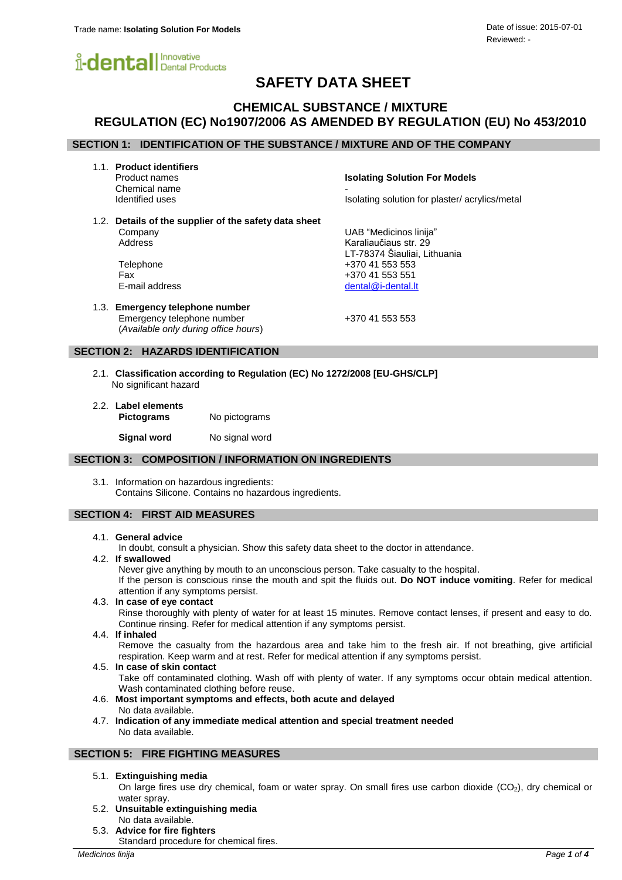# SAFETY DATA SHEET

## CHEMICAL SUBSTANCE / MIXTURE
## REGULATION (EC) No1907/2006 AS AMENDED BY REGULATION (EU) No 453/2010

### SECTION 1: IDENTIFICATION OF THE SUBSTANCE / MIXTURE AND OF THE COMPANY

1.1. **Product identifiers**

| | |
|---|---|
| Product names | **Isolating Solution For Models** |
| Chemical name | - |
| Identified uses | Isolating solution for plaster/ acrylics/metal |

1.2. **Details of the supplier of the safety data sheet**

| | |
|---|---|
| Company | UAB "Medicinos linija" |
| Address | Karaliaučiaus str. 29<br>LT-78374 Šiauliai, Lithuania |
| Telephone | +370 41 553 553 |
| Fax | +370 41 553 551 |
| E-mail address | dental@i-dental.lt |

1.3. **Emergency telephone number**

| | |
|---|---|
| Emergency telephone number<br>(*Available only during office hours*) | +370 41 553 553 |

### SECTION 2: HAZARDS IDENTIFICATION

2.1. **Classification according to Regulation (EC) No 1272/2008 [EU-GHS/CLP]**
No significant hazard

2.2. **Label elements**

**Pictograms** No pictograms

**Signal word** No signal word

### SECTION 3: COMPOSITION / INFORMATION ON INGREDIENTS

3.1. Information on hazardous ingredients:
Contains Silicone. Contains no hazardous ingredients.

### SECTION 4: FIRST AID MEASURES

4.1. **General advice**
In doubt, consult a physician. Show this safety data sheet to the doctor in attendance.

4.2. **If swallowed**
Never give anything by mouth to an unconscious person. Take casualty to the hospital.
If the person is conscious rinse the mouth and spit the fluids out. **Do NOT induce vomiting**. Refer for medical attention if any symptoms persist.

4.3. **In case of eye contact**
Rinse thoroughly with plenty of water for at least 15 minutes. Remove contact lenses, if present and easy to do. Continue rinsing. Refer for medical attention if any symptoms persist.

4.4. **If inhaled**
Remove the casualty from the hazardous area and take him to the fresh air. If not breathing, give artificial respiration. Keep warm and at rest. Refer for medical attention if any symptoms persist.

4.5. **In case of skin contact**
Take off contaminated clothing. Wash off with plenty of water. If any symptoms occur obtain medical attention. Wash contaminated clothing before reuse.

4.6. **Most important symptoms and effects, both acute and delayed**
No data available.

4.7. **Indication of any immediate medical attention and special treatment needed**
No data available.

### SECTION 5: FIRE FIGHTING MEASURES

5.1. **Extinguishing media**
On large fires use dry chemical, foam or water spray. On small fires use carbon dioxide ($CO_2$), dry chemical or water spray.

5.2. **Unsuitable extinguishing media**
No data available.

5.3. **Advice for fire fighters**
Standard procedure for chemical fires.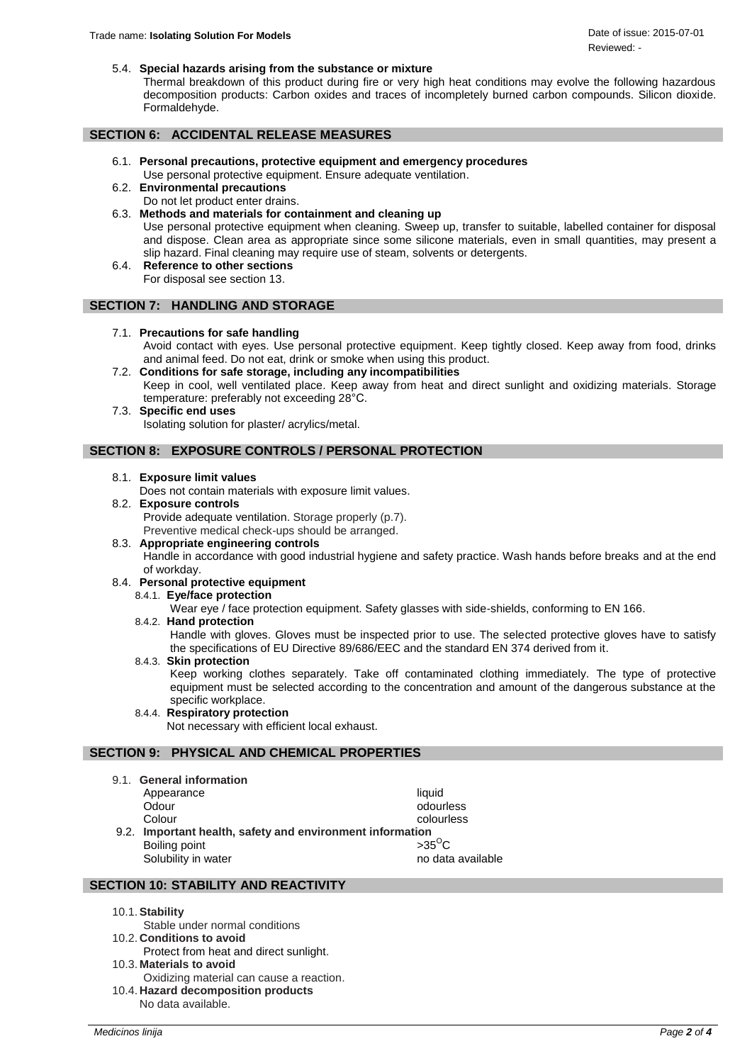### 5.4. Special hazards arising from the substance or mixture

Thermal breakdown of this product during fire or very high heat conditions may evolve the following hazardous decomposition products: Carbon oxides and traces of incompletely burned carbon compounds. Silicon dioxide. Formaldehyde.

## SECTION 6: ACCIDENTAL RELEASE MEASURES

### 6.1. Personal precautions, protective equipment and emergency procedures

Use personal protective equipment. Ensure adequate ventilation.

### 6.2. Environmental precautions

Do not let product enter drains.

### 6.3. Methods and materials for containment and cleaning up

Use personal protective equipment when cleaning. Sweep up, transfer to suitable, labelled container for disposal and dispose. Clean area as appropriate since some silicone materials, even in small quantities, may present a slip hazard. Final cleaning may require use of steam, solvents or detergents.

### 6.4. Reference to other sections

For disposal see section 13.

## SECTION 7: HANDLING AND STORAGE

### 7.1. Precautions for safe handling

Avoid contact with eyes. Use personal protective equipment. Keep tightly closed. Keep away from food, drinks and animal feed. Do not eat, drink or smoke when using this product.

### 7.2. Conditions for safe storage, including any incompatibilities

Keep in cool, well ventilated place. Keep away from heat and direct sunlight and oxidizing materials. Storage temperature: preferably not exceeding 28°C.

### 7.3. Specific end uses

Isolating solution for plaster/ acrylics/metal.

## SECTION 8: EXPOSURE CONTROLS / PERSONAL PROTECTION

### 8.1. Exposure limit values

Does not contain materials with exposure limit values.

### 8.2. Exposure controls

Provide adequate ventilation. Storage properly (p.7).
Preventive medical check-ups should be arranged.

### 8.3. Appropriate engineering controls

Handle in accordance with good industrial hygiene and safety practice. Wash hands before breaks and at the end of workday.

### 8.4. Personal protective equipment

#### 8.4.1. Eye/face protection

Wear eye / face protection equipment. Safety glasses with side-shields, conforming to EN 166.

#### 8.4.2. Hand protection

Handle with gloves. Gloves must be inspected prior to use. The selected protective gloves have to satisfy the specifications of EU Directive 89/686/EEC and the standard EN 374 derived from it.

#### 8.4.3. Skin protection

Keep working clothes separately. Take off contaminated clothing immediately. The type of protective equipment must be selected according to the concentration and amount of the dangerous substance at the specific workplace.

#### 8.4.4. Respiratory protection

Not necessary with efficient local exhaust.

## SECTION 9: PHYSICAL AND CHEMICAL PROPERTIES

### 9.1. General information

| | |
|---|---|
| Appearance | liquid |
| Odour | odourless |
| Colour | colourless |

### 9.2. Important health, safety and environment information

| | |
|---|---|
| Boiling point | >35$^{O}$C |
| Solubility in water | no data available |

## SECTION 10: STABILITY AND REACTIVITY

### 10.1. Stability

Stable under normal conditions

### 10.2. Conditions to avoid

Protect from heat and direct sunlight.

### 10.3. Materials to avoid

Oxidizing material can cause a reaction.

### 10.4. Hazard decomposition products

No data available.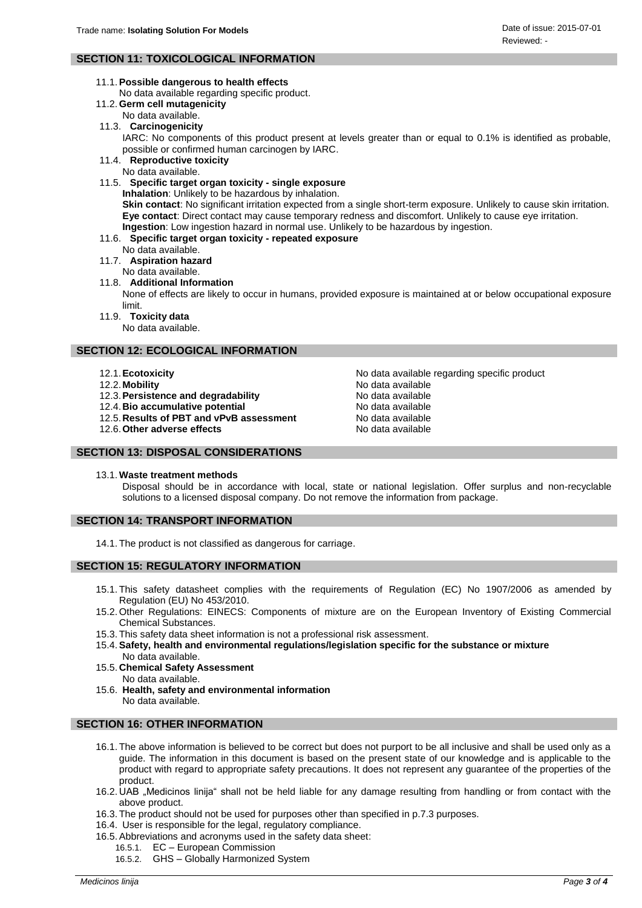## SECTION 11: TOXICOLOGICAL INFORMATION

11.1. **Possible dangerous to health effects**
No data available regarding specific product.

11.2. **Germ cell mutagenicity**
No data available.

11.3. **Carcinogenicity**
IARC: No components of this product present at levels greater than or equal to 0.1% is identified as probable, possible or confirmed human carcinogen by IARC.

11.4. **Reproductive toxicity**
No data available.

11.5. **Specific target organ toxicity - single exposure**
**Inhalation**: Unlikely to be hazardous by inhalation.
**Skin contact**: No significant irritation expected from a single short-term exposure. Unlikely to cause skin irritation.
**Eye contact**: Direct contact may cause temporary redness and discomfort. Unlikely to cause eye irritation.
**Ingestion**: Low ingestion hazard in normal use. Unlikely to be hazardous by ingestion.

11.6. **Specific target organ toxicity - repeated exposure**
No data available.

11.7. **Aspiration hazard**
No data available.

11.8. **Additional Information**
None of effects are likely to occur in humans, provided exposure is maintained at or below occupational exposure limit.

11.9. **Toxicity data**
No data available.

## SECTION 12: ECOLOGICAL INFORMATION

| | |
|---|---|
| 12.1. **Ecotoxicity** | No data available regarding specific product |
| 12.2. **Mobility** | No data available |
| 12.3. **Persistence and degradability** | No data available |
| 12.4. **Bio accumulative potential** | No data available |
| 12.5. **Results of PBT and vPvB assessment** | No data available |
| 12.6. **Other adverse effects** | No data available |

## SECTION 13: DISPOSAL CONSIDERATIONS

13.1. **Waste treatment methods**
Disposal should be in accordance with local, state or national legislation. Offer surplus and non-recyclable solutions to a licensed disposal company. Do not remove the information from package.

## SECTION 14: TRANSPORT INFORMATION

14.1. The product is not classified as dangerous for carriage.

## SECTION 15: REGULATORY INFORMATION

15.1. This safety datasheet complies with the requirements of Regulation (EC) No 1907/2006 as amended by Regulation (EU) No 453/2010.

15.2. Other Regulations: EINECS: Components of mixture are on the European Inventory of Existing Commercial Chemical Substances.

15.3. This safety data sheet information is not a professional risk assessment.

15.4. **Safety, health and environmental regulations/legislation specific for the substance or mixture**
No data available.

15.5. **Chemical Safety Assessment**
No data available.

15.6. **Health, safety and environmental information**
No data available.

## SECTION 16: OTHER INFORMATION

16.1. The above information is believed to be correct but does not purport to be all inclusive and shall be used only as a guide. The information in this document is based on the present state of our knowledge and is applicable to the product with regard to appropriate safety precautions. It does not represent any guarantee of the properties of the product.

16.2. UAB „Medicinos linija" shall not be held liable for any damage resulting from handling or from contact with the above product.

16.3. The product should not be used for purposes other than specified in p.7.3 purposes.

16.4. User is responsible for the legal, regulatory compliance.

16.5. Abbreviations and acronyms used in the safety data sheet:
- 16.5.1. EC – European Commission
- 16.5.2. GHS – Globally Harmonized System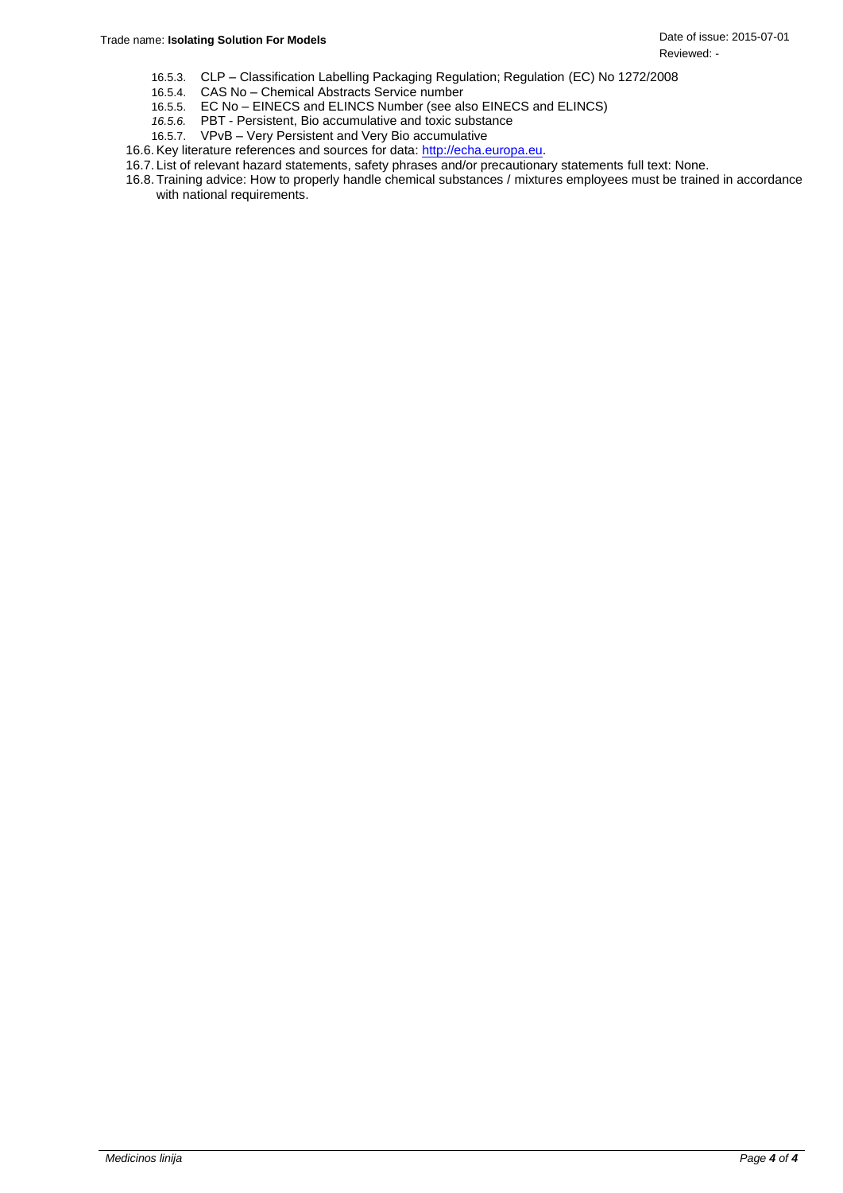16.5.3. CLP – Classification Labelling Packaging Regulation; Regulation (EC) No 1272/2008
16.5.4. CAS No – Chemical Abstracts Service number
16.5.5. EC No – EINECS and ELINCS Number (see also EINECS and ELINCS)
*16.5.6.* PBT - Persistent, Bio accumulative and toxic substance
16.5.7. VPvB – Very Persistent and Very Bio accumulative

16.6. Key literature references and sources for data: http://echa.europa.eu.

16.7. List of relevant hazard statements, safety phrases and/or precautionary statements full text: None.

16.8. Training advice: How to properly handle chemical substances / mixtures employees must be trained in accordance with national requirements.